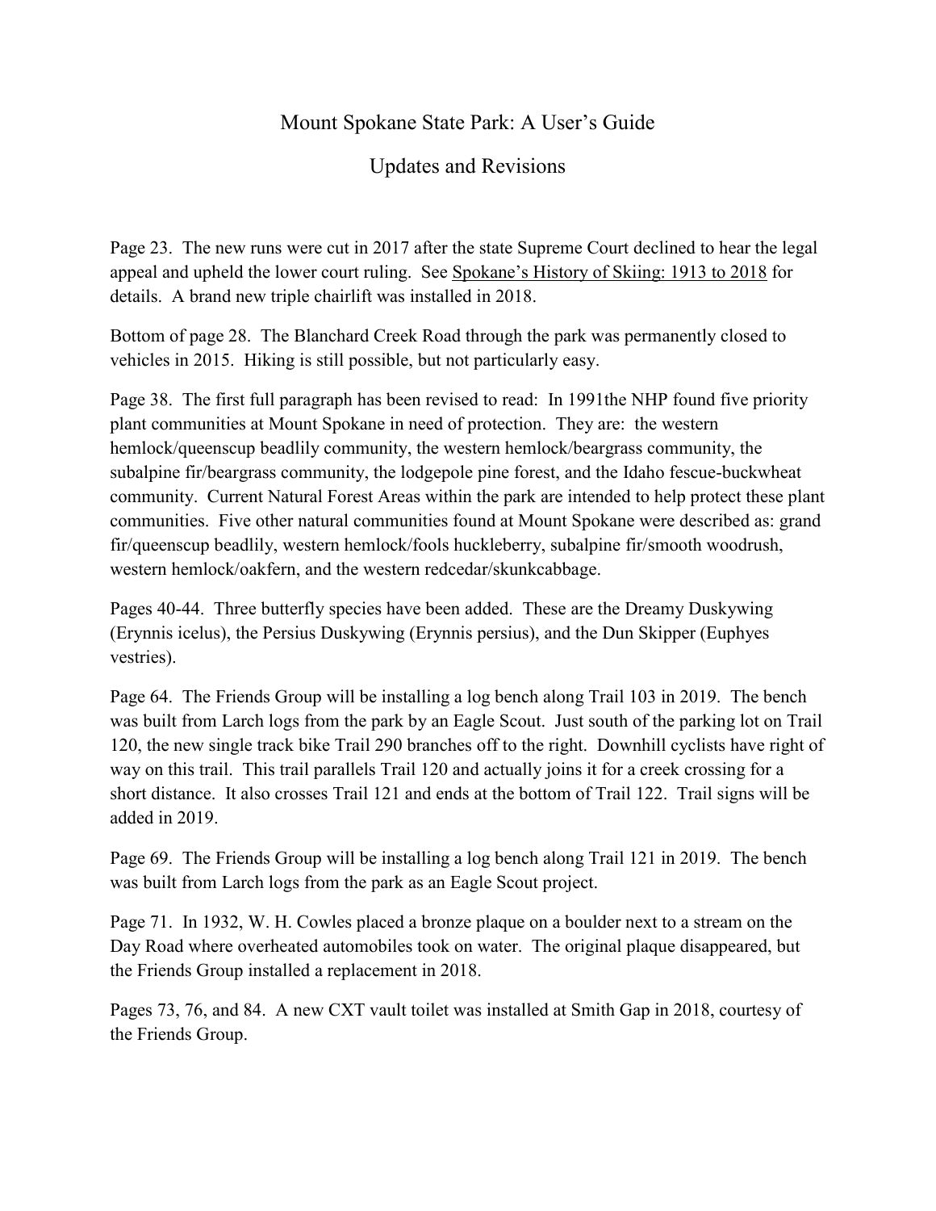# Mount Spokane State Park: A User's Guide

## Updates and Revisions

Page 23. The new runs were cut in 2017 after the state Supreme Court declined to hear the legal appeal and upheld the lower court ruling. See Spokane's History of Skiing: 1913 to 2018 for details. A brand new triple chairlift was installed in 2018.

Bottom of page 28. The Blanchard Creek Road through the park was permanently closed to vehicles in 2015. Hiking is still possible, but not particularly easy.

Page 38. The first full paragraph has been revised to read: In 1991the NHP found five priority plant communities at Mount Spokane in need of protection. They are: the western hemlock/queenscup beadlily community, the western hemlock/beargrass community, the subalpine fir/beargrass community, the lodgepole pine forest, and the Idaho fescue-buckwheat community. Current Natural Forest Areas within the park are intended to help protect these plant communities. Five other natural communities found at Mount Spokane were described as: grand fir/queenscup beadlily, western hemlock/fools huckleberry, subalpine fir/smooth woodrush, western hemlock/oakfern, and the western redcedar/skunkcabbage.

Pages 40-44. Three butterfly species have been added. These are the Dreamy Duskywing (Erynnis icelus), the Persius Duskywing (Erynnis persius), and the Dun Skipper (Euphyes vestries).

Page 64. The Friends Group will be installing a log bench along Trail 103 in 2019. The bench was built from Larch logs from the park by an Eagle Scout. Just south of the parking lot on Trail 120, the new single track bike Trail 290 branches off to the right. Downhill cyclists have right of way on this trail. This trail parallels Trail 120 and actually joins it for a creek crossing for a short distance. It also crosses Trail 121 and ends at the bottom of Trail 122. Trail signs will be added in 2019.

Page 69. The Friends Group will be installing a log bench along Trail 121 in 2019. The bench was built from Larch logs from the park as an Eagle Scout project.

Page 71. In 1932, W. H. Cowles placed a bronze plaque on a boulder next to a stream on the Day Road where overheated automobiles took on water. The original plaque disappeared, but the Friends Group installed a replacement in 2018.

Pages 73, 76, and 84. A new CXT vault toilet was installed at Smith Gap in 2018, courtesy of the Friends Group.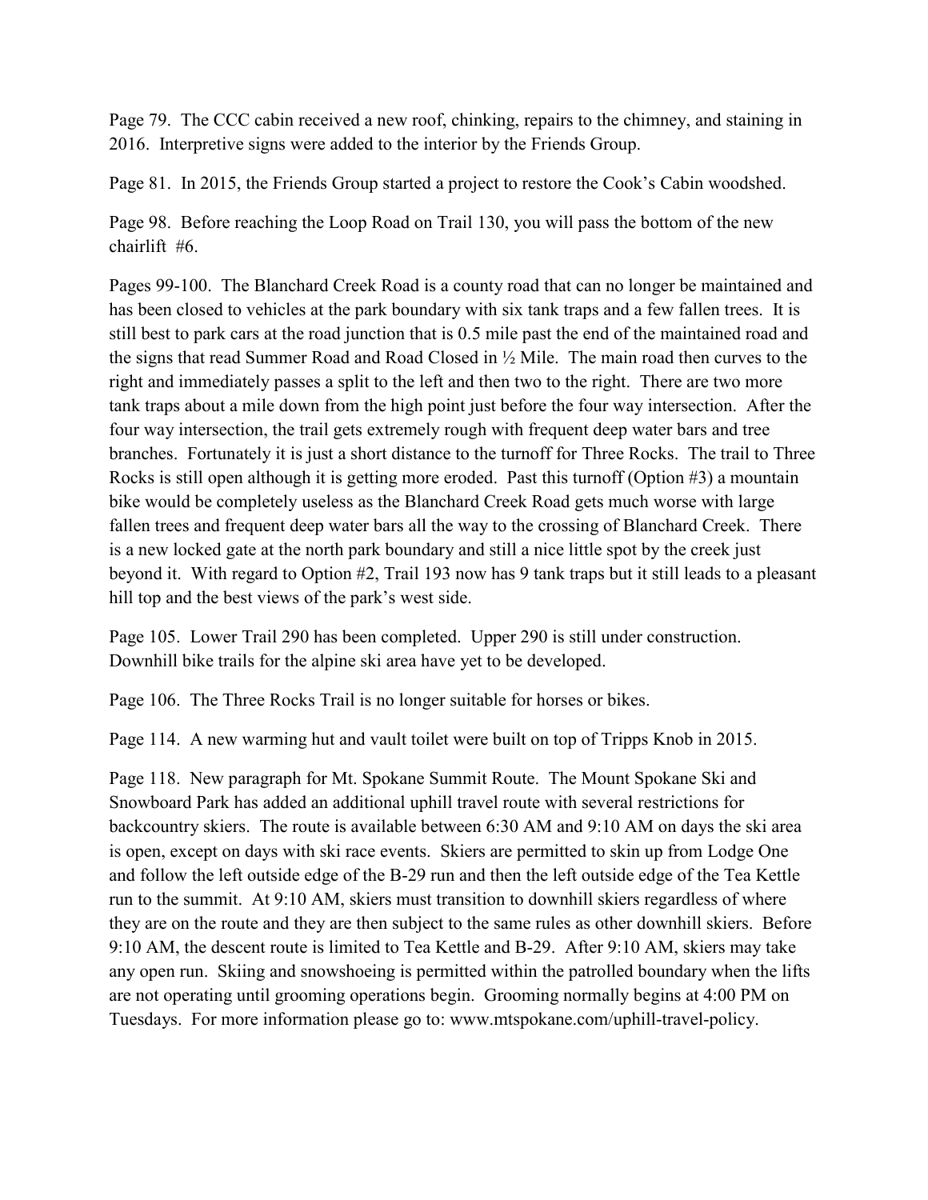Page 79. The CCC cabin received a new roof, chinking, repairs to the chimney, and staining in 2016. Interpretive signs were added to the interior by the Friends Group.

Page 81. In 2015, the Friends Group started a project to restore the Cook's Cabin woodshed.

Page 98. Before reaching the Loop Road on Trail 130, you will pass the bottom of the new chairlift #6.

Pages 99-100. The Blanchard Creek Road is a county road that can no longer be maintained and has been closed to vehicles at the park boundary with six tank traps and a few fallen trees. It is still best to park cars at the road junction that is 0.5 mile past the end of the maintained road and the signs that read Summer Road and Road Closed in ½ Mile. The main road then curves to the right and immediately passes a split to the left and then two to the right. There are two more tank traps about a mile down from the high point just before the four way intersection. After the four way intersection, the trail gets extremely rough with frequent deep water bars and tree branches. Fortunately it is just a short distance to the turnoff for Three Rocks. The trail to Three Rocks is still open although it is getting more eroded. Past this turnoff (Option #3) a mountain bike would be completely useless as the Blanchard Creek Road gets much worse with large fallen trees and frequent deep water bars all the way to the crossing of Blanchard Creek. There is a new locked gate at the north park boundary and still a nice little spot by the creek just beyond it. With regard to Option #2, Trail 193 now has 9 tank traps but it still leads to a pleasant hill top and the best views of the park's west side.

Page 105. Lower Trail 290 has been completed. Upper 290 is still under construction. Downhill bike trails for the alpine ski area have yet to be developed.

Page 106. The Three Rocks Trail is no longer suitable for horses or bikes.

Page 114. A new warming hut and vault toilet were built on top of Tripps Knob in 2015.

Page 118. New paragraph for Mt. Spokane Summit Route. The Mount Spokane Ski and Snowboard Park has added an additional uphill travel route with several restrictions for backcountry skiers. The route is available between 6:30 AM and 9:10 AM on days the ski area is open, except on days with ski race events. Skiers are permitted to skin up from Lodge One and follow the left outside edge of the B-29 run and then the left outside edge of the Tea Kettle run to the summit. At 9:10 AM, skiers must transition to downhill skiers regardless of where they are on the route and they are then subject to the same rules as other downhill skiers. Before 9:10 AM, the descent route is limited to Tea Kettle and B-29. After 9:10 AM, skiers may take any open run. Skiing and snowshoeing is permitted within the patrolled boundary when the lifts are not operating until grooming operations begin. Grooming normally begins at 4:00 PM on Tuesdays. For more information please go to: www.mtspokane.com/uphill-travel-policy.